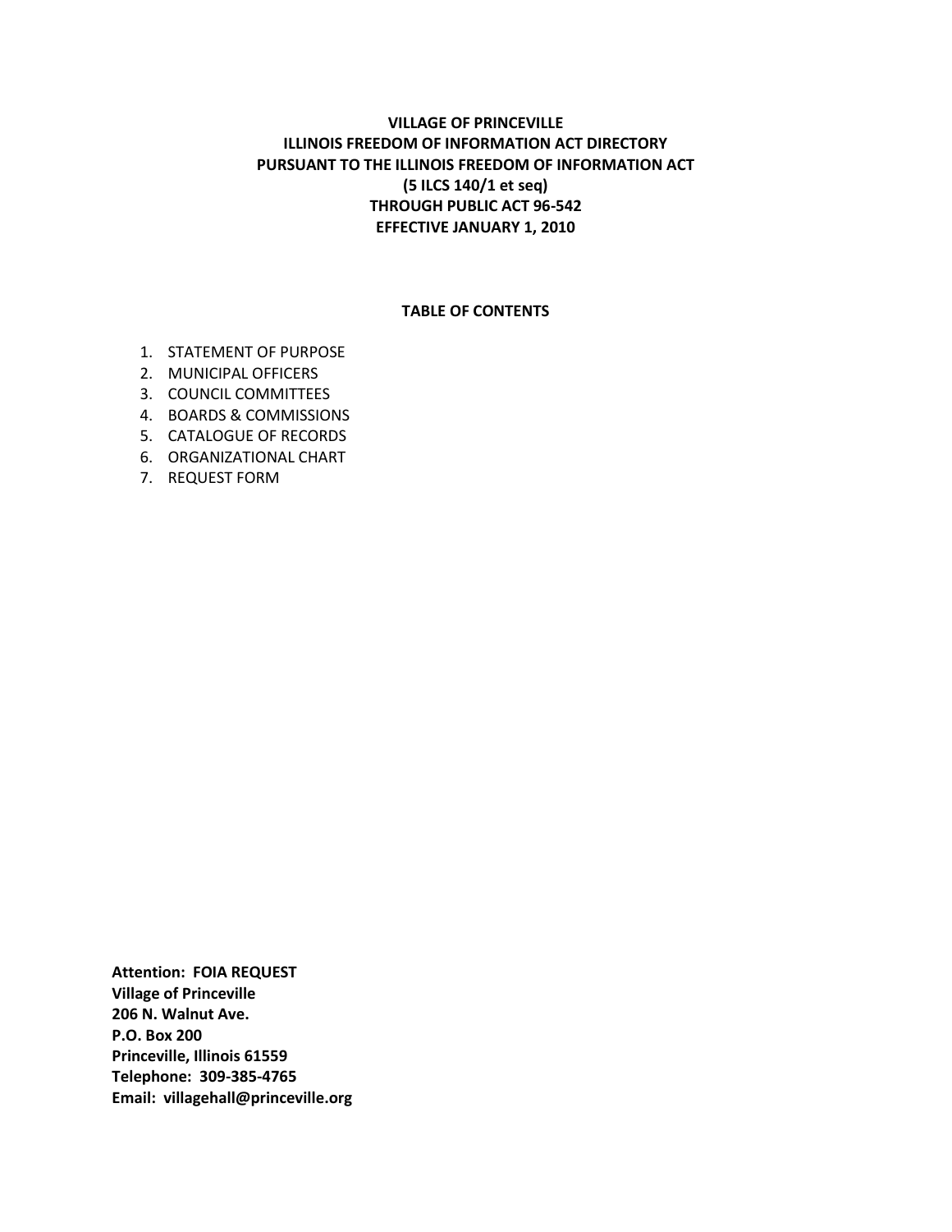# VILLAGE OF PRINCEVILLE
## ILLINOIS FREEDOM OF INFORMATION ACT DIRECTORY
## PURSUANT TO THE ILLINOIS FREEDOM OF INFORMATION ACT
## (5 ILCS 140/1 et seq)
## THROUGH PUBLIC ACT 96-542
## EFFECTIVE JANUARY 1, 2010

### TABLE OF CONTENTS

1. STATEMENT OF PURPOSE
2. MUNICIPAL OFFICERS
3. COUNCIL COMMITTEES
4. BOARDS & COMMISSIONS
5. CATALOGUE OF RECORDS
6. ORGANIZATIONAL CHART
7. REQUEST FORM

**Attention: FOIA REQUEST**
**Village of Princeville**
**206 N. Walnut Ave.**
**P.O. Box 200**
**Princeville, Illinois 61559**
**Telephone: 309-385-4765**
**Email: villagehall@princeville.org**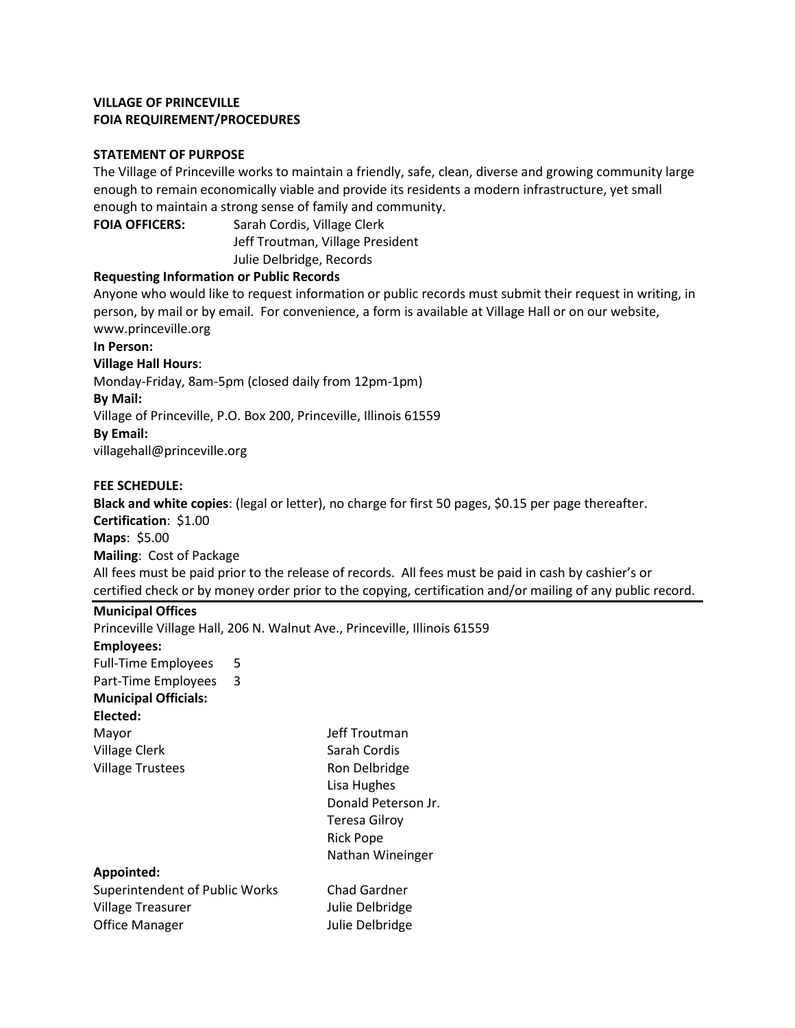**VILLAGE OF PRINCEVILLE**
**FOIA REQUIREMENT/PROCEDURES**

**STATEMENT OF PURPOSE**

The Village of Princeville works to maintain a friendly, safe, clean, diverse and growing community large enough to remain economically viable and provide its residents a modern infrastructure, yet small enough to maintain a strong sense of family and community.

**FOIA OFFICERS:** Sarah Cordis, Village Clerk
Jeff Troutman, Village President
Julie Delbridge, Records

**Requesting Information or Public Records**

Anyone who would like to request information or public records must submit their request in writing, in person, by mail or by email. For convenience, a form is available at Village Hall or on our website, www.princeville.org

**In Person:**

**Village Hall Hours**:

Monday-Friday, 8am-5pm (closed daily from 12pm-1pm)

**By Mail:**

Village of Princeville, P.O. Box 200, Princeville, Illinois 61559

**By Email:**

villagehall@princeville.org

**FEE SCHEDULE:**

**Black and white copies**: (legal or letter), no charge for first 50 pages, $0.15 per page thereafter.

**Certification**: $1.00

**Maps**: $5.00

**Mailing**: Cost of Package

All fees must be paid prior to the release of records. All fees must be paid in cash by cashier's or certified check or by money order prior to the copying, certification and/or mailing of any public record.

---

**Municipal Offices**

Princeville Village Hall, 206 N. Walnut Ave., Princeville, Illinois 61559

**Employees:**

| | |
|---|---|
| Full-Time Employees | 5 |
| Part-Time Employees | 3 |

**Municipal Officials:**

**Elected:**

| | |
|---|---|
| Mayor | Jeff Troutman |
| Village Clerk | Sarah Cordis |
| Village Trustees | Ron Delbridge |
| | Lisa Hughes |
| | Donald Peterson Jr. |
| | Teresa Gilroy |
| | Rick Pope |
| | Nathan Wineinger |

**Appointed:**

| | |
|---|---|
| Superintendent of Public Works | Chad Gardner |
| Village Treasurer | Julie Delbridge |
| Office Manager | Julie Delbridge |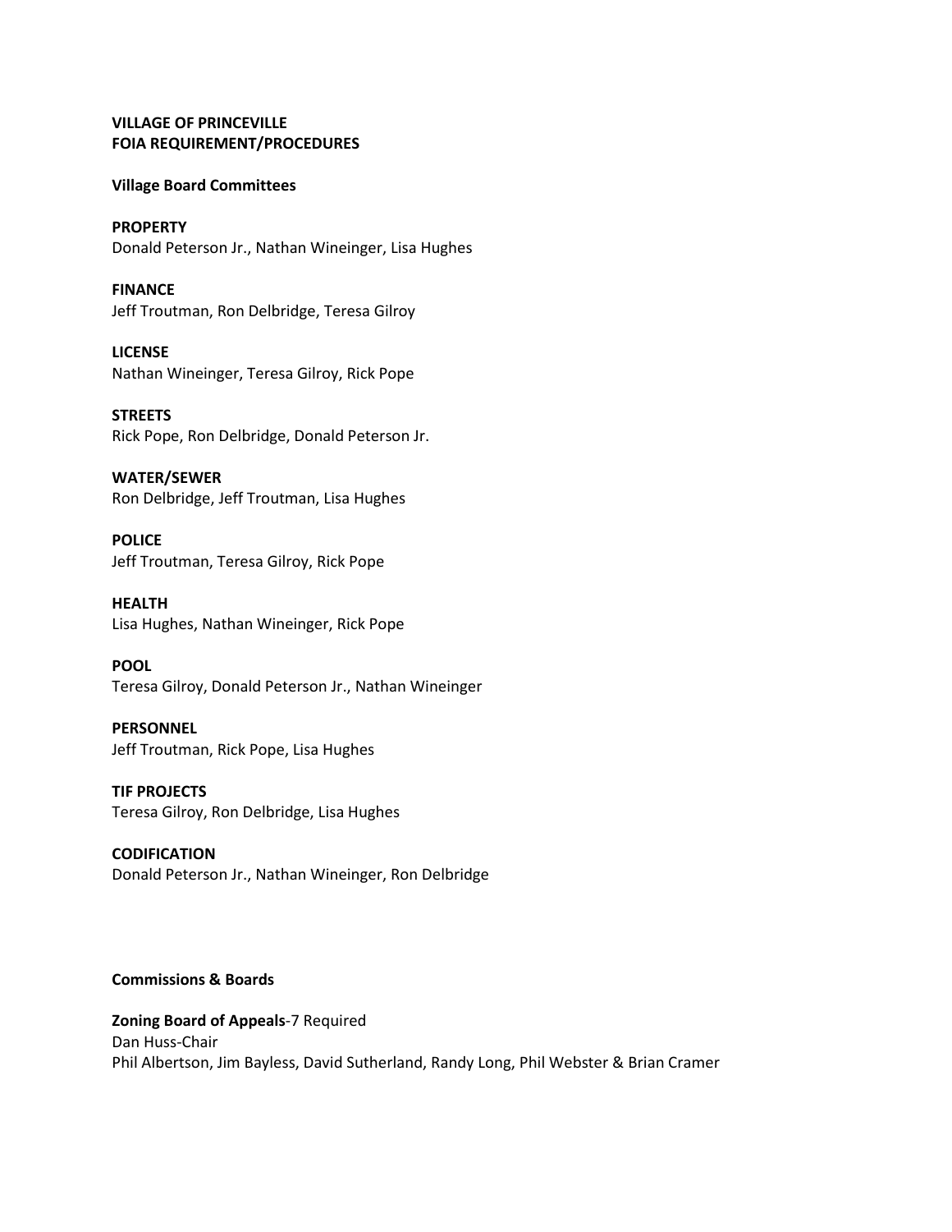**VILLAGE OF PRINCEVILLE**
**FOIA REQUIREMENT/PROCEDURES**

**Village Board Committees**

**PROPERTY**
Donald Peterson Jr., Nathan Wineinger, Lisa Hughes

**FINANCE**
Jeff Troutman, Ron Delbridge, Teresa Gilroy

**LICENSE**
Nathan Wineinger, Teresa Gilroy, Rick Pope

**STREETS**
Rick Pope, Ron Delbridge, Donald Peterson Jr.

**WATER/SEWER**
Ron Delbridge, Jeff Troutman, Lisa Hughes

**POLICE**
Jeff Troutman, Teresa Gilroy, Rick Pope

**HEALTH**
Lisa Hughes, Nathan Wineinger, Rick Pope

**POOL**
Teresa Gilroy, Donald Peterson Jr., Nathan Wineinger

**PERSONNEL**
Jeff Troutman, Rick Pope, Lisa Hughes

**TIF PROJECTS**
Teresa Gilroy, Ron Delbridge, Lisa Hughes

**CODIFICATION**
Donald Peterson Jr., Nathan Wineinger, Ron Delbridge

**Commissions & Boards**

**Zoning Board of Appeals**-7 Required
Dan Huss-Chair
Phil Albertson, Jim Bayless, David Sutherland, Randy Long, Phil Webster & Brian Cramer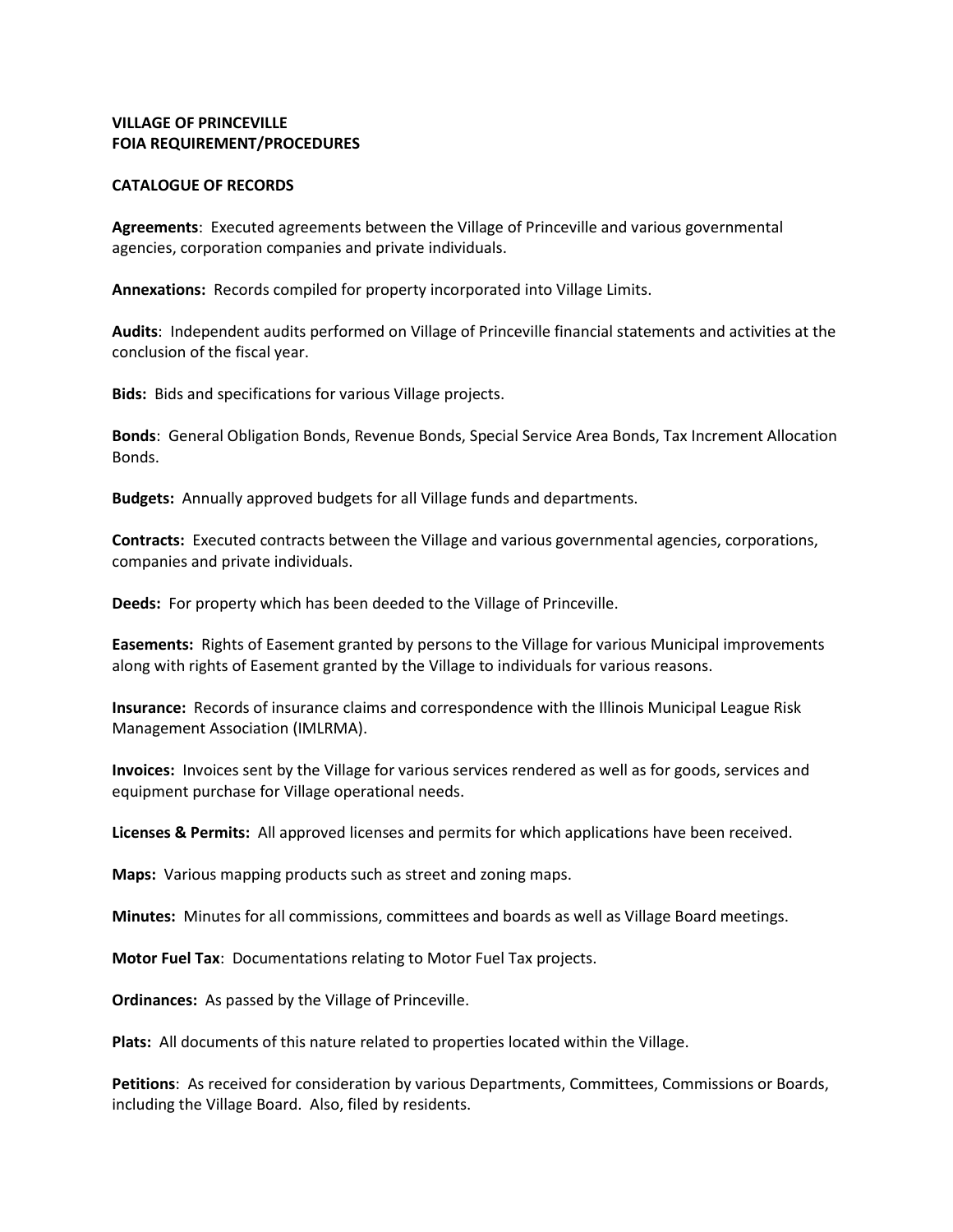**VILLAGE OF PRINCEVILLE**
**FOIA REQUIREMENT/PROCEDURES**

**CATALOGUE OF RECORDS**

**Agreements**: Executed agreements between the Village of Princeville and various governmental agencies, corporation companies and private individuals.

**Annexations:** Records compiled for property incorporated into Village Limits.

**Audits**: Independent audits performed on Village of Princeville financial statements and activities at the conclusion of the fiscal year.

**Bids:** Bids and specifications for various Village projects.

**Bonds**: General Obligation Bonds, Revenue Bonds, Special Service Area Bonds, Tax Increment Allocation Bonds.

**Budgets:** Annually approved budgets for all Village funds and departments.

**Contracts:** Executed contracts between the Village and various governmental agencies, corporations, companies and private individuals.

**Deeds:** For property which has been deeded to the Village of Princeville.

**Easements:** Rights of Easement granted by persons to the Village for various Municipal improvements along with rights of Easement granted by the Village to individuals for various reasons.

**Insurance:** Records of insurance claims and correspondence with the Illinois Municipal League Risk Management Association (IMLRMA).

**Invoices:** Invoices sent by the Village for various services rendered as well as for goods, services and equipment purchase for Village operational needs.

**Licenses & Permits:** All approved licenses and permits for which applications have been received.

**Maps:** Various mapping products such as street and zoning maps.

**Minutes:** Minutes for all commissions, committees and boards as well as Village Board meetings.

**Motor Fuel Tax**: Documentations relating to Motor Fuel Tax projects.

**Ordinances:** As passed by the Village of Princeville.

**Plats:** All documents of this nature related to properties located within the Village.

**Petitions**: As received for consideration by various Departments, Committees, Commissions or Boards, including the Village Board. Also, filed by residents.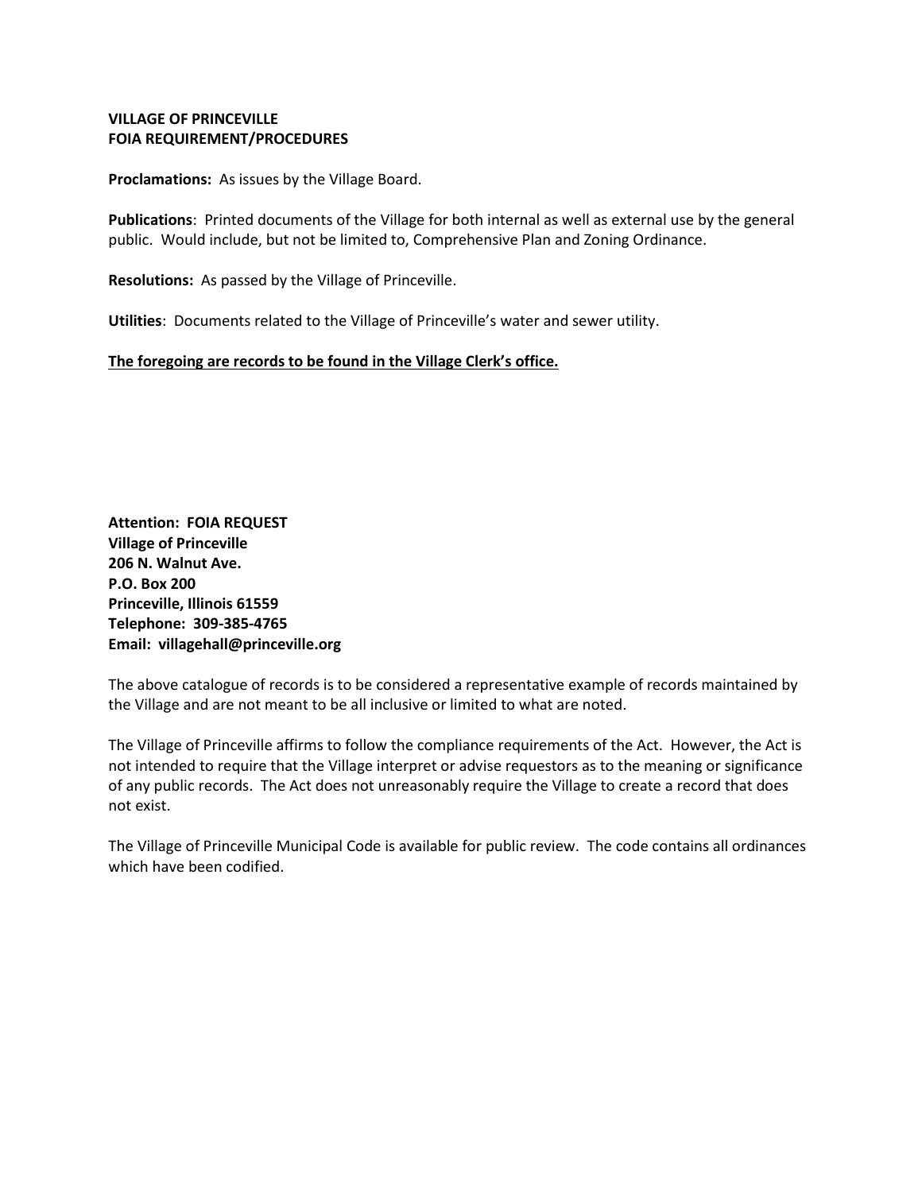**VILLAGE OF PRINCEVILLE**
**FOIA REQUIREMENT/PROCEDURES**

**Proclamations:** As issues by the Village Board.

**Publications**: Printed documents of the Village for both internal as well as external use by the general public. Would include, but not be limited to, Comprehensive Plan and Zoning Ordinance.

**Resolutions:** As passed by the Village of Princeville.

**Utilities**: Documents related to the Village of Princeville's water and sewer utility.

**The foregoing are records to be found in the Village Clerk's office.**

**Attention: FOIA REQUEST**
**Village of Princeville**
**206 N. Walnut Ave.**
**P.O. Box 200**
**Princeville, Illinois 61559**
**Telephone: 309-385-4765**
**Email: villagehall@princeville.org**

The above catalogue of records is to be considered a representative example of records maintained by the Village and are not meant to be all inclusive or limited to what are noted.

The Village of Princeville affirms to follow the compliance requirements of the Act. However, the Act is not intended to require that the Village interpret or advise requestors as to the meaning or significance of any public records. The Act does not unreasonably require the Village to create a record that does not exist.

The Village of Princeville Municipal Code is available for public review. The code contains all ordinances which have been codified.